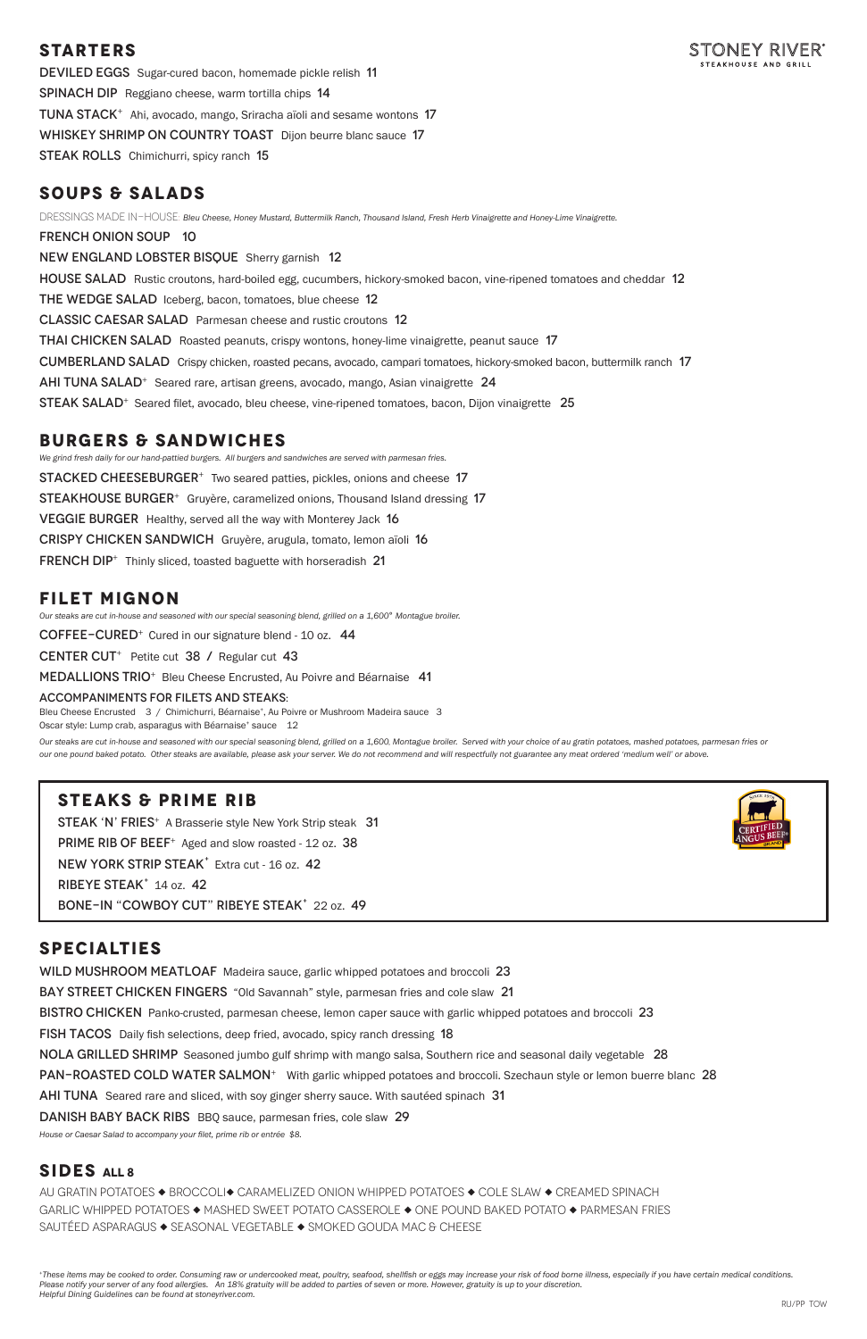## STARTERS

STONEY RIVER® STEAKHOUSE AND GRILL

**DEVILED EGGS** Sugar-cured bacon, homemade pickle relish 11

**SPINACH DIP** Reggiano cheese, warm tortilla chips 14

**TUNA STACK**+ Ahi, avocado, mango, Sriracha aïoli and sesame wontons 17

**WHISKEY SHRIMP ON COUNTRY TOAST** Dijon beurre blanc sauce 17

**STEAK ROLLS** Chimichurri, spicy ranch 15

## SOUPS & SALADS

DRESSINGS MADE IN-HOUSE: *Bleu Cheese, Honey Mustard, Buttermilk Ranch, Thousand Island, Fresh Herb Vinaigrette and Honey-Lime Vinaigrette.*

**FRENCH ONION SOUP** 10

**NEW ENGLAND LOBSTER BISQUE** Sherry garnish 12

**HOUSE SALAD** Rustic croutons, hard-boiled egg, cucumbers, hickory-smoked bacon, vine-ripened tomatoes and cheddar 12

**THE WEDGE SALAD** Iceberg, bacon, tomatoes, blue cheese 12

**CLASSIC CAESAR SALAD** Parmesan cheese and rustic croutons 12

**THAI CHICKEN SALAD** Roasted peanuts, crispy wontons, honey-lime vinaigrette, peanut sauce 17

**CUMBERLAND SALAD** Crispy chicken, roasted pecans, avocado, campari tomatoes, hickory-smoked bacon, buttermilk ranch 17

**AHI TUNA SALAD**+ Seared rare, artisan greens, avocado, mango, Asian vinaigrette 24

**STEAK SALAD**+ Seared filet, avocado, bleu cheese, vine-ripened tomatoes, bacon, Dijon vinaigrette 25

## BURGERS & SANDWICHES

*We grind fresh daily for our hand-pattied burgers. All burgers and sandwiches are served with parmesan fries.*

**STACKED CHEESEBURGER**+ Two seared patties, pickles, onions and cheese 17

**STEAKHOUSE BURGER**+ Gruyère, caramelized onions, Thousand Island dressing 17

**VEGGIE BURGER** Healthy, served all the way with Monterey Jack 16

**CRISPY CHICKEN SANDWICH** Gruyère, arugula, tomato, lemon aïoli 16

**FRENCH DIP**+ Thinly sliced, toasted baguette with horseradish 21

## FILET MIGNON

*Our steaks are cut in-house and seasoned with our special seasoning blend, grilled on a 1,600° Montague broiler.*

**COFFEE-CURED**+ Cured in our signature blend - 10 oz. 44

**CENTER CUT**+ Petite cut 38 / Regular cut 43

**MEDALLIONS TRIO**+ Bleu Cheese Encrusted, Au Poivre and Béarnaise 41

**ACCOMPANIMENTS FOR FILETS AND STEAKS:**
Bleu Cheese Encrusted 3 / Chimichurri, Béarnaise+, Au Poivre or Mushroom Madeira sauce 3
Oscar style: Lump crab, asparagus with Béarnaise+ sauce 12

*Our steaks are cut in-house and seasoned with our special seasoning blend, grilled on a 1,600, Montague broiler. Served with your choice of au gratin potatoes, mashed potatoes, parmesan fries or our one pound baked potato. Other steaks are available, please ask your server. We do not recommend and will respectfully not guarantee any meat ordered 'medium well' or above.*

## STEAKS & PRIME RIB

CERTIFIED ANGUS BEEF® BRAND — SINCE 1978

**STEAK 'N' FRIES**+ A Brasserie style New York Strip steak 31

**PRIME RIB OF BEEF**+ Aged and slow roasted - 12 oz. 38

**NEW YORK STRIP STEAK**+ Extra cut - 16 oz. 42

**RIBEYE STEAK**+ 14 oz. 42

**BONE-IN "COWBOY CUT" RIBEYE STEAK**+ 22 oz. 49

## SPECIALTIES

**WILD MUSHROOM MEATLOAF** Madeira sauce, garlic whipped potatoes and broccoli 23

**BAY STREET CHICKEN FINGERS** "Old Savannah" style, parmesan fries and cole slaw 21

**BISTRO CHICKEN** Panko-crusted, parmesan cheese, lemon caper sauce with garlic whipped potatoes and broccoli 23

**FISH TACOS** Daily fish selections, deep fried, avocado, spicy ranch dressing 18

**NOLA GRILLED SHRIMP** Seasoned jumbo gulf shrimp with mango salsa, Southern rice and seasonal daily vegetable 28

**PAN-ROASTED COLD WATER SALMON**+ With garlic whipped potatoes and broccoli. Szechaun style or lemon buerre blanc 28

**AHI TUNA** Seared rare and sliced, with soy ginger sherry sauce. With sautéed spinach 31

**DANISH BABY BACK RIBS** BBQ sauce, parmesan fries, cole slaw 29

*House or Caesar Salad to accompany your filet, prime rib or entrée $8.*

## SIDES ALL 8

AU GRATIN POTATOES ◆ BROCCOLI ◆ CARAMELIZED ONION WHIPPED POTATOES ◆ COLE SLAW ◆ CREAMED SPINACH
GARLIC WHIPPED POTATOES ◆ MASHED SWEET POTATO CASSEROLE ◆ ONE POUND BAKED POTATO ◆ PARMESAN FRIES
SAUTÉED ASPARAGUS ◆ SEASONAL VEGETABLE ◆ SMOKED GOUDA MAC & CHEESE

*+These items may be cooked to order. Consuming raw or undercooked meat, poultry, seafood, shellfish or eggs may increase your risk of food borne illness, especially if you have certain medical conditions. Please notify your server of any food allergies. An 18% gratuity will be added to parties of seven or more. However, gratuity is up to your discretion. Helpful Dining Guidelines can be found at stoneyriver.com.*

RU/PP TOW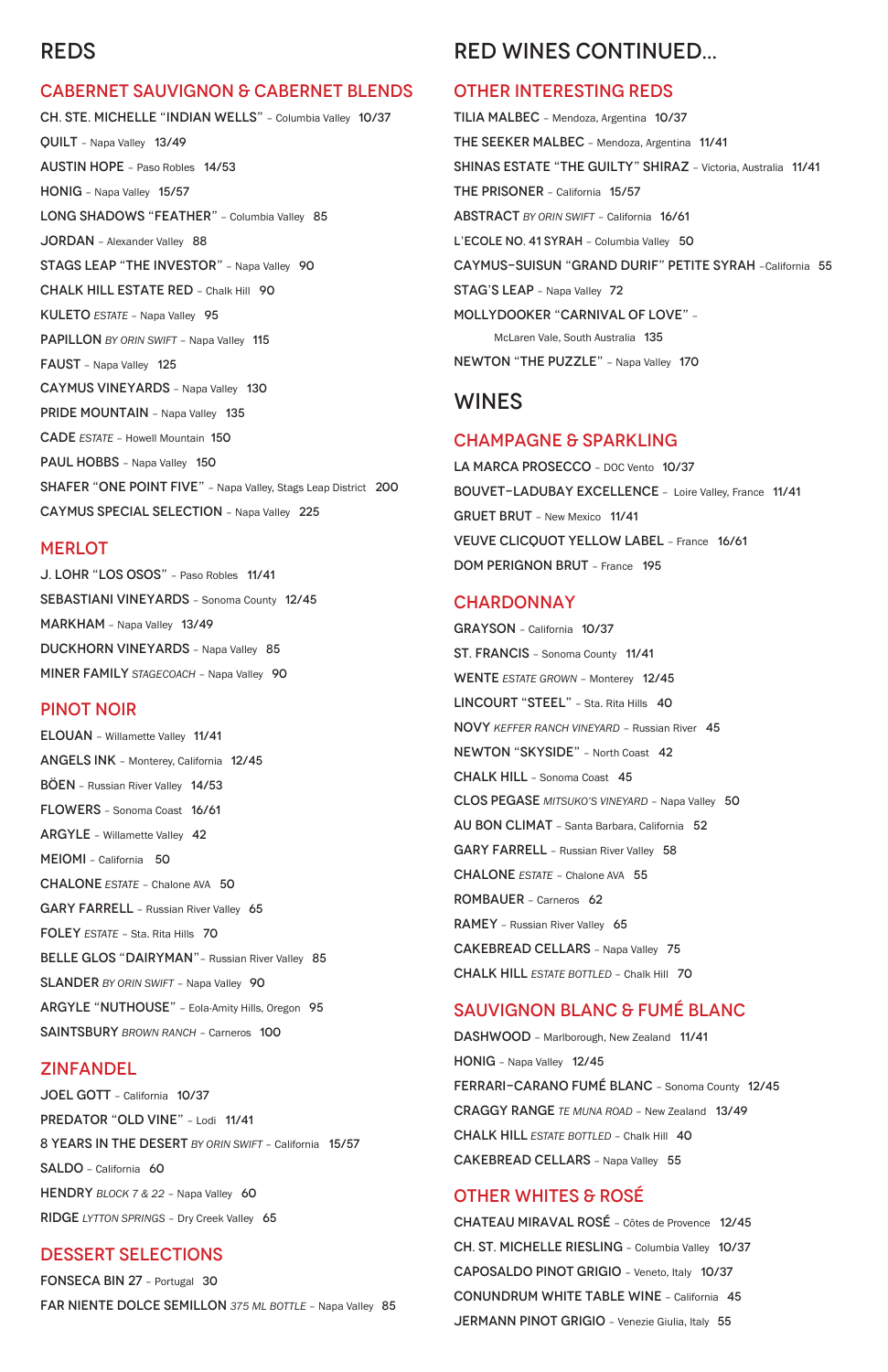# REDS

## CABERNET SAUVIGNON & CABERNET BLENDS

CH. STE. MICHELLE "INDIAN WELLS" – Columbia Valley 10/37

QUILT – Napa Valley 13/49

AUSTIN HOPE – Paso Robles 14/53

HONIG – Napa Valley 15/57

LONG SHADOWS "FEATHER" – Columbia Valley 85

JORDAN – Alexander Valley 88

STAGS LEAP "THE INVESTOR" – Napa Valley 90

CHALK HILL ESTATE RED – Chalk Hill 90

KULETO *ESTATE* – Napa Valley 95

PAPILLON *BY ORIN SWIFT* – Napa Valley 115

FAUST – Napa Valley 125

CAYMUS VINEYARDS – Napa Valley 130

PRIDE MOUNTAIN – Napa Valley 135

CADE *ESTATE* – Howell Mountain 150

PAUL HOBBS – Napa Valley 150

SHAFER "ONE POINT FIVE" – Napa Valley, Stags Leap District 200

CAYMUS SPECIAL SELECTION – Napa Valley 225

## MERLOT

J. LOHR "LOS OSOS" – Paso Robles 11/41

SEBASTIANI VINEYARDS – Sonoma County 12/45

MARKHAM – Napa Valley 13/49

DUCKHORN VINEYARDS – Napa Valley 85

MINER FAMILY *STAGECOACH* – Napa Valley 90

## PINOT NOIR

ELOUAN – Willamette Valley 11/41

ANGELS INK – Monterey, California 12/45

BÖEN – Russian River Valley 14/53

FLOWERS – Sonoma Coast 16/61

ARGYLE – Willamette Valley 42

MEIOMI – California 50

CHALONE *ESTATE* – Chalone AVA 50

GARY FARRELL – Russian River Valley 65

FOLEY *ESTATE* – Sta. Rita Hills 70

BELLE GLOS "DAIRYMAN"– Russian River Valley 85

SLANDER *BY ORIN SWIFT* – Napa Valley 90

ARGYLE "NUTHOUSE" – Eola-Amity Hills, Oregon 95

SAINTSBURY *BROWN RANCH* – Carneros 100

## ZINFANDEL

JOEL GOTT – California 10/37

PREDATOR "OLD VINE" – Lodi 11/41

8 YEARS IN THE DESERT *BY ORIN SWIFT* – California 15/57

SALDO – California 60

HENDRY *BLOCK 7 & 22* – Napa Valley 60

RIDGE *LYTTON SPRINGS* – Dry Creek Valley 65

## DESSERT SELECTIONS

FONSECA BIN 27 – Portugal 30

FAR NIENTE DOLCE SEMILLON *375 ML BOTTLE* – Napa Valley 85

# RED WINES CONTINUED...

## OTHER INTERESTING REDS

TILIA MALBEC – Mendoza, Argentina 10/37

THE SEEKER MALBEC – Mendoza, Argentina 11/41

SHINAS ESTATE "THE GUILTY" SHIRAZ – Victoria, Australia 11/41

THE PRISONER – California 15/57

ABSTRACT *BY ORIN SWIFT* – California 16/61

L'ECOLE NO. 41 SYRAH – Columbia Valley 50

CAYMUS-SUISUN "GRAND DURIF" PETITE SYRAH –California 55

STAG'S LEAP – Napa Valley 72

MOLLYDOOKER "CARNIVAL OF LOVE" – McLaren Vale, South Australia 135

NEWTON "THE PUZZLE" – Napa Valley 170

# WINES

## CHAMPAGNE & SPARKLING

LA MARCA PROSECCO – DOC Vento 10/37

BOUVET-LADUBAY EXCELLENCE – Loire Valley, France 11/41

GRUET BRUT – New Mexico 11/41

VEUVE CLICQUOT YELLOW LABEL – France 16/61

DOM PERIGNON BRUT – France 195

## CHARDONNAY

GRAYSON – California 10/37

ST. FRANCIS – Sonoma County 11/41

WENTE *ESTATE GROWN* – Monterey 12/45

LINCOURT "STEEL" – Sta. Rita Hills 40

NOVY *KEFFER RANCH VINEYARD* – Russian River 45

NEWTON "SKYSIDE" – North Coast 42

CHALK HILL – Sonoma Coast 45

CLOS PEGASE *MITSUKO'S VINEYARD* – Napa Valley 50

AU BON CLIMAT – Santa Barbara, California 52

GARY FARRELL – Russian River Valley 58

CHALONE *ESTATE* – Chalone AVA 55

ROMBAUER – Carneros 62

RAMEY – Russian River Valley 65

CAKEBREAD CELLARS – Napa Valley 75

CHALK HILL *ESTATE BOTTLED* – Chalk Hill 70

## SAUVIGNON BLANC & FUMÉ BLANC

DASHWOOD – Marlborough, New Zealand 11/41

HONIG – Napa Valley 12/45

FERRARI-CARANO FUMÉ BLANC – Sonoma County 12/45

CRAGGY RANGE *TE MUNA ROAD* – New Zealand 13/49

CHALK HILL *ESTATE BOTTLED* – Chalk Hill 40

CAKEBREAD CELLARS – Napa Valley 55

## OTHER WHITES & ROSÉ

CHATEAU MIRAVAL ROSÉ – Côtes de Provence 12/45

CH. ST. MICHELLE RIESLING – Columbia Valley 10/37

CAPOSALDO PINOT GRIGIO – Veneto, Italy 10/37

CONUNDRUM WHITE TABLE WINE – California 45

JERMANN PINOT GRIGIO – Venezie Giulia, Italy 55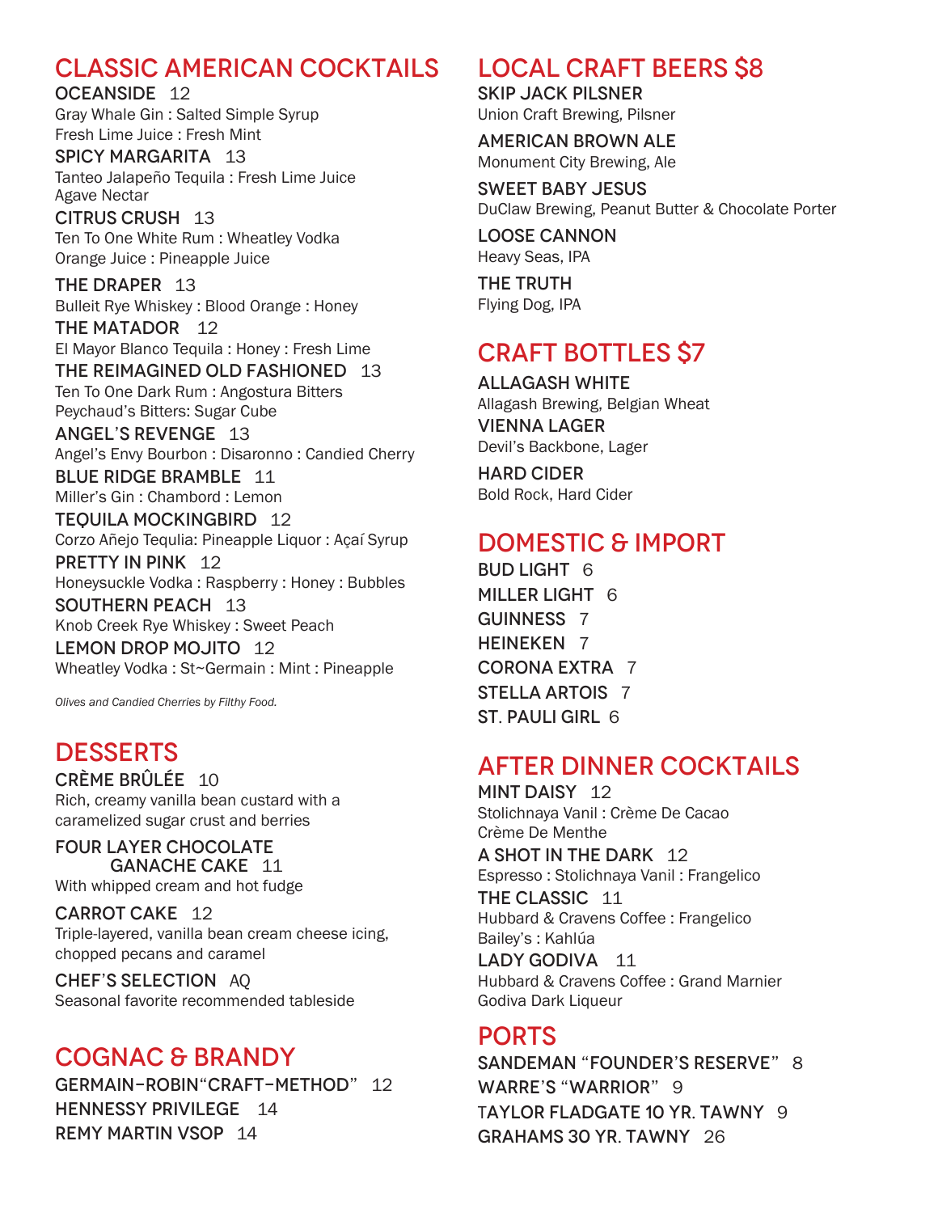## CLASSIC AMERICAN COCKTAILS

**OCEANSIDE** 12
Gray Whale Gin : Salted Simple Syrup
Fresh Lime Juice : Fresh Mint

**SPICY MARGARITA** 13
Tanteo Jalapeño Tequila : Fresh Lime Juice
Agave Nectar

**CITRUS CRUSH** 13
Ten To One White Rum : Wheatley Vodka
Orange Juice : Pineapple Juice

**THE DRAPER** 13
Bulleit Rye Whiskey : Blood Orange : Honey

**THE MATADOR** 12
El Mayor Blanco Tequila : Honey : Fresh Lime

**THE REIMAGINED OLD FASHIONED** 13
Ten To One Dark Rum : Angostura Bitters
Peychaud's Bitters: Sugar Cube

**ANGEL'S REVENGE** 13
Angel's Envy Bourbon : Disaronno : Candied Cherry

**BLUE RIDGE BRAMBLE** 11
Miller's Gin : Chambord : Lemon

**TEQUILA MOCKINGBIRD** 12
Corzo Añejo Tequlia: Pineapple Liquor : Açaí Syrup

**PRETTY IN PINK** 12
Honeysuckle Vodka : Raspberry : Honey : Bubbles

**SOUTHERN PEACH** 13
Knob Creek Rye Whiskey : Sweet Peach

**LEMON DROP MOJITO** 12
Wheatley Vodka : St~Germain : Mint : Pineapple

*Olives and Candied Cherries by Filthy Food.*

## DESSERTS

**CRÈME BRÛLÉE** 10
Rich, creamy vanilla bean custard with a caramelized sugar crust and berries

**FOUR LAYER CHOCOLATE GANACHE CAKE** 11
With whipped cream and hot fudge

**CARROT CAKE** 12
Triple-layered, vanilla bean cream cheese icing, chopped pecans and caramel

**CHEF'S SELECTION** AQ
Seasonal favorite recommended tableside

## COGNAC & BRANDY

GERMAIN-ROBIN "CRAFT-METHOD" 12
HENNESSY PRIVILEGE 14
REMY MARTIN VSOP 14

## LOCAL CRAFT BEERS $8

**SKIP JACK PILSNER**
Union Craft Brewing, Pilsner

**AMERICAN BROWN ALE**
Monument City Brewing, Ale

**SWEET BABY JESUS**
DuClaw Brewing, Peanut Butter & Chocolate Porter

**LOOSE CANNON**
Heavy Seas, IPA

**THE TRUTH**
Flying Dog, IPA

## CRAFT BOTTLES $7

**ALLAGASH WHITE**
Allagash Brewing, Belgian Wheat

**VIENNA LAGER**
Devil's Backbone, Lager

**HARD CIDER**
Bold Rock, Hard Cider

## DOMESTIC & IMPORT

BUD LIGHT 6
MILLER LIGHT 6
GUINNESS 7
HEINEKEN 7
CORONA EXTRA 7
STELLA ARTOIS 7
ST. PAULI GIRL 6

## AFTER DINNER COCKTAILS

**MINT DAISY** 12
Stolichnaya Vanil : Crème De Cacao
Crème De Menthe

**A SHOT IN THE DARK** 12
Espresso : Stolichnaya Vanil : Frangelico

**THE CLASSIC** 11
Hubbard & Cravens Coffee : Frangelico
Bailey's : Kahlúa

**LADY GODIVA** 11
Hubbard & Cravens Coffee : Grand Marnier
Godiva Dark Liqueur

## PORTS

SANDEMAN "FOUNDER'S RESERVE" 8
WARRE'S "WARRIOR" 9
TAYLOR FLADGATE 10 YR. TAWNY 9
GRAHAMS 30 YR. TAWNY 26